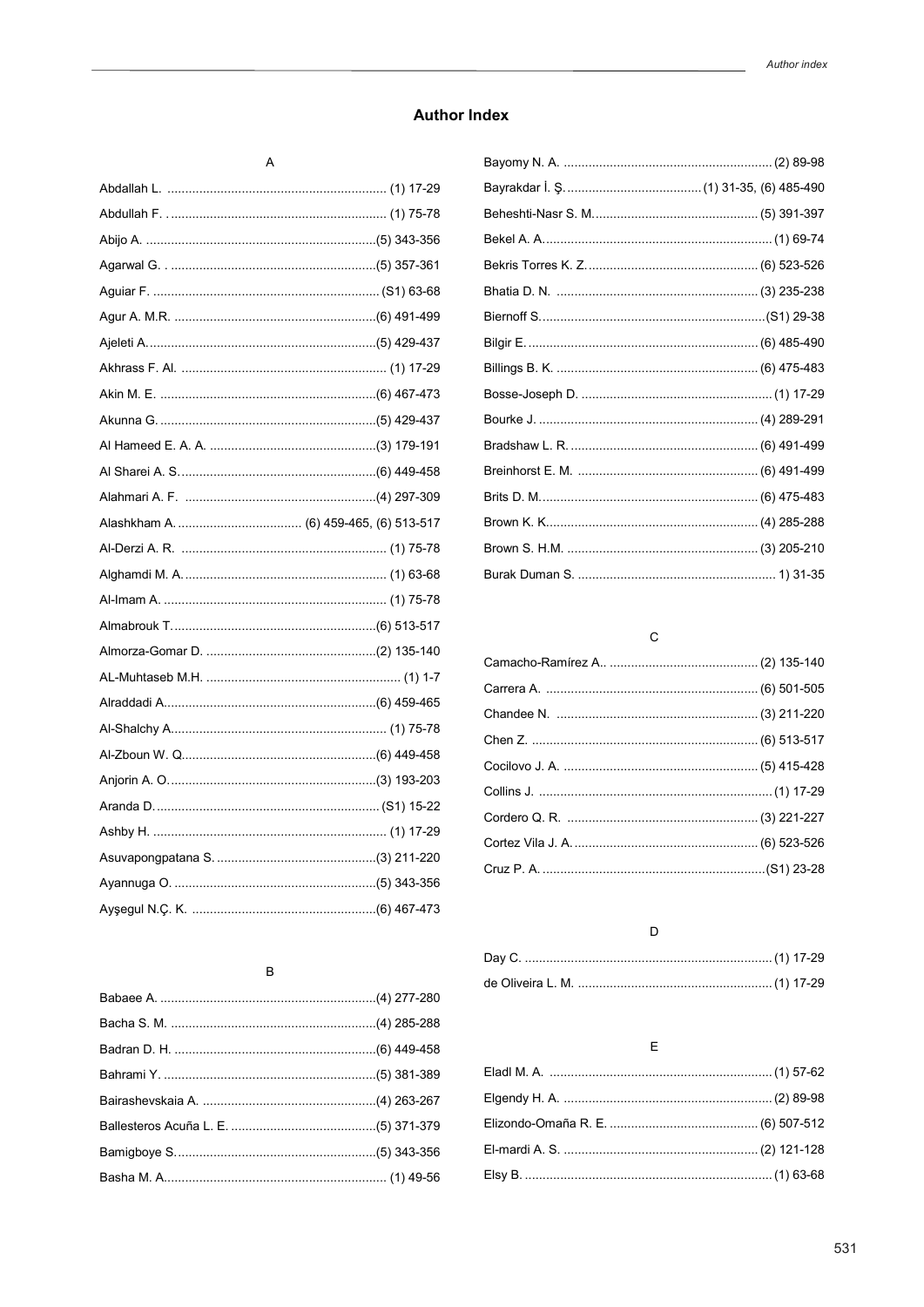# Author Index

## A

Abdallah L. ............................................................. (1) 17-29
Abdullah F. . ............................................................ (1) 75-78
Abijo A. ................................................................(5) 343-356
Agarwal G. . ...........................................................(5) 357-361
Aguiar F. ............................................................... (S1) 63-68
Agur A. M.R. .........................................................(6) 491-499
Ajeleti A. ...............................................................(5) 429-437
Akhrass F. Al. .......................................................... (1) 17-29
Akin M. E. .............................................................(6) 467-473
Akunna G. .............................................................(5) 429-437
Al Hameed E. A. A. ...............................................(3) 179-191
Al Sharei A. S. .......................................................(6) 449-458
Alahmari A. F. ......................................................(4) 297-309
Alashkham A. ................................... (6) 459-465, (6) 513-517
Al-Derzi A. R. ......................................................... (1) 75-78
Alghamdi M. A. ......................................................... (1) 63-68
Al-Imam A. .............................................................. (1) 75-78
Almabrouk T. .........................................................(6) 513-517
Almorza-Gomar D. ................................................(2) 135-140
AL-Muhtaseb M.H. ....................................................... (1) 1-7
Alraddadi A. ...........................................................(6) 459-465
Al-Shalchy A. ............................................................ (1) 75-78
Al-Zboun W. Q. ......................................................(6) 449-458
Anjorin A. O. ..........................................................(3) 193-203
Aranda D. .............................................................. (S1) 15-22
Ashby H. .................................................................. (1) 17-29
Asuvapongpatana S. .............................................(3) 211-220
Ayannuga O. .........................................................(5) 343-356
Ayşegul N.Ç. K. ....................................................(6) 467-473

## B

Babaee A. .............................................................(4) 277-280
Bacha S. M. ..........................................................(4) 285-288
Badran D. H. .........................................................(6) 449-458
Bahrami Y. ............................................................(5) 381-389
Bairashevskaia A. .................................................(4) 263-267
Ballesteros Acuña L. E. .........................................(5) 371-379
Bamigboye S. ........................................................(5) 343-356
Basha M. A. .............................................................. (1) 49-56
Bayomy N. A. ........................................................... (2) 89-98
Bayrakdar İ. Ş. ...................................... (1) 31-35, (6) 485-490
Beheshti-Nasr S. M. .............................................. (5) 391-397
Bekel A. A. ................................................................. (1) 69-74
Bekris Torres K. Z. ................................................ (6) 523-526
Bhatia D. N. ......................................................... (3) 235-238
Biernoff S. ...............................................................(S1) 29-38
Bilgir E. ................................................................. (6) 485-490
Billings B. K. ......................................................... (6) 475-483
Bosse-Joseph D. ...................................................... (1) 17-29
Bourke J. .............................................................. (4) 289-291
Bradshaw L. R. ..................................................... (6) 491-499
Breinhorst E. M. ................................................... (6) 491-499
Brits D. M. ............................................................. (6) 475-483
Brown K. K. ........................................................... (4) 285-288
Brown S. H.M. ...................................................... (3) 205-210
Burak Duman S. ........................................................ 1) 31-35

## C

Camacho-Ramírez A.. .......................................... (2) 135-140
Carrera A. ............................................................ (6) 501-505
Chandee N. ......................................................... (3) 211-220
Chen Z. ................................................................ (6) 513-517
Cocilovo J. A. ....................................................... (5) 415-428
Collins J. ................................................................. (1) 17-29
Cordero Q. R. ..................................................... (3) 221-227
Cortez Vila J. A. .................................................... (6) 523-526
Cruz P. A. ...............................................................(S1) 23-28

## D

Day C. ...................................................................... (1) 17-29
de Oliveira L. M. ....................................................... (1) 17-29

## E

Eladl M. A. ............................................................... (1) 57-62
Elgendy H. A. ........................................................... (2) 89-98
Elizondo-Omaña R. E. .......................................... (6) 507-512
El-mardi A. S. ....................................................... (2) 121-128
Elsy B. ...................................................................... (1) 63-68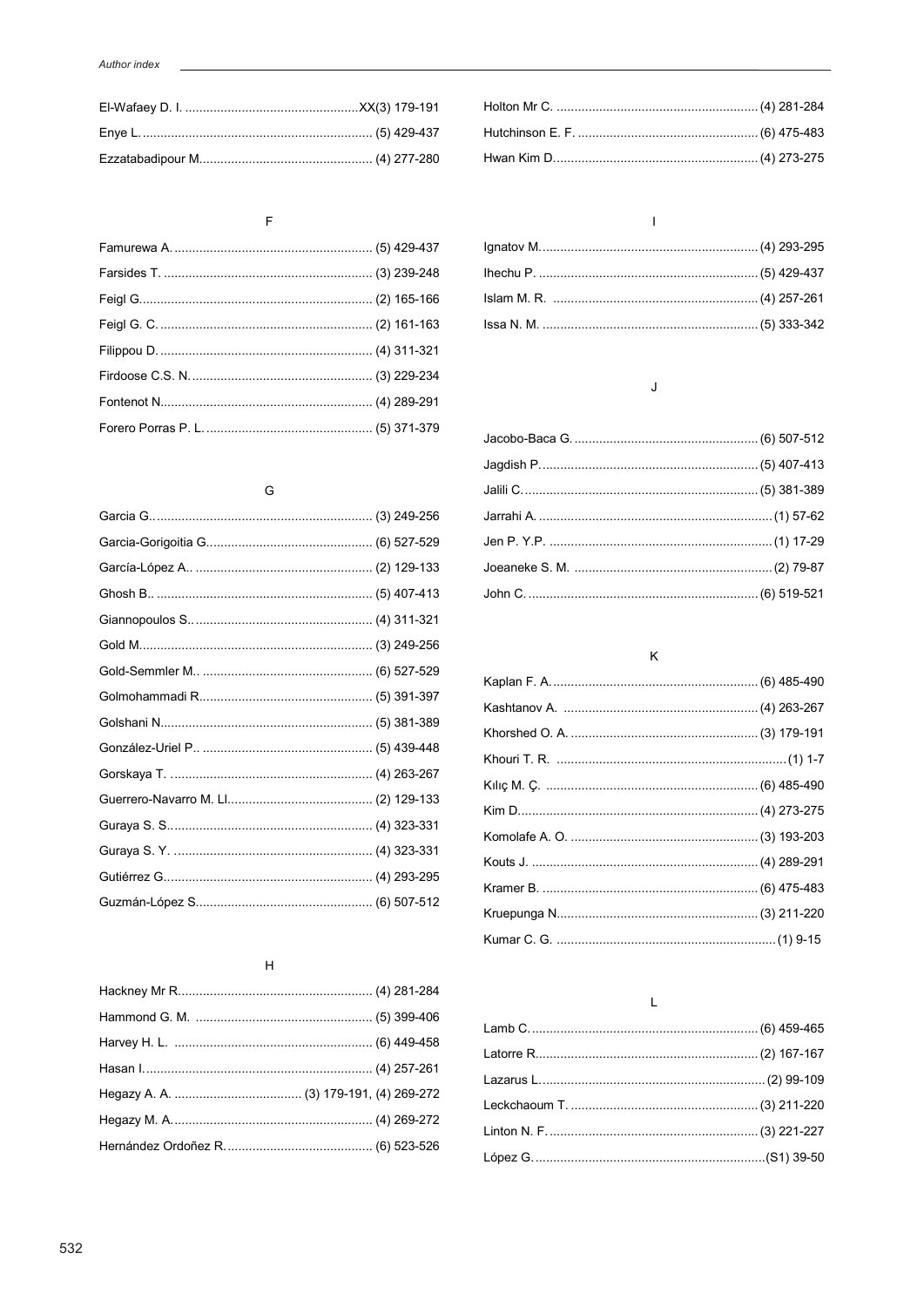El-Wafaey D. I. ................................................XX(3) 179-191

Enye L. ................................................................ (5) 429-437

Ezzatabadipour M................................................ (4) 277-280

F

Famurewa A. ........................................................ (5) 429-437

Farsides T. ........................................................... (3) 239-248

Feigl G................................................................. (2) 165-166

Feigl G. C. ............................................................ (2) 161-163

Filippou D. ............................................................ (4) 311-321

Firdoose C.S. N. ................................................... (3) 229-234

Fontenot N........................................................... (4) 289-291

Forero Porras P. L. ............................................... (5) 371-379

G

Garcia G............................................................... (3) 249-256

Garcia-Gorigoitia G............................................... (6) 527-529

García-López A.. .................................................. (2) 129-133

Ghosh B.. ............................................................. (5) 407-413

Giannopoulos S.. .................................................. (4) 311-321

Gold M................................................................. (3) 249-256

Gold-Semmler M.. ................................................ (6) 527-529

Golmohammadi R................................................. (5) 391-397

Golshani N........................................................... (5) 381-389

González-Uriel P.. ................................................ (5) 439-448

Gorskaya T. ......................................................... (4) 263-267

Guerrero-Navarro M. Ll......................................... (2) 129-133

Guraya S. S.......................................................... (4) 323-331

Guraya S. Y. ........................................................ (4) 323-331

Gutiérrez G........................................................... (4) 293-295

Guzmán-López S.................................................. (6) 507-512

H

Hackney Mr R....................................................... (4) 281-284

Hammond G. M. .................................................. (5) 399-406

Harvey H. L. ........................................................ (6) 449-458

Hasan I................................................................. (4) 257-261

Hegazy A. A. .................................... (3) 179-191, (4) 269-272

Hegazy M. A......................................................... (4) 269-272

Hernández Ordoñez R.......................................... (6) 523-526

Holton Mr C. ......................................................... (4) 281-284

Hutchinson E. F. ................................................... (6) 475-483

Hwan Kim D.......................................................... (4) 273-275

I

Ignatov M............................................................. (4) 293-295

Ihechu P. .............................................................. (5) 429-437

Islam M. R. .......................................................... (4) 257-261

Issa N. M. ............................................................. (5) 333-342

J

Jacobo-Baca G. .................................................... (6) 507-512

Jagdish P.............................................................. (5) 407-413

Jalili C................................................................... (5) 381-389

Jarrahi A. .................................................................. (1) 57-62

Jen P. Y.P. ................................................................ (1) 17-29

Joeaneke S. M. ........................................................ (2) 79-87

John C. ................................................................. (6) 519-521

K

Kaplan F. A. .......................................................... (6) 485-490

Kashtanov A. ....................................................... (4) 263-267

Khorshed O. A. ..................................................... (3) 179-191

Khouri T. R. ................................................................. (1) 1-7

Kılıç M. Ç. ............................................................ (6) 485-490

Kim D.................................................................... (4) 273-275

Komolafe A. O. ..................................................... (3) 193-203

Kouts J. ................................................................ (4) 289-291

Kramer B. ............................................................. (6) 475-483

Kruepunga N......................................................... (3) 211-220

Kumar C. G. .............................................................. (1) 9-15

L

Lamb C................................................................. (6) 459-465

Latorre R............................................................... (2) 167-167

Lazarus L................................................................. (2) 99-109

Leckchaoum T. ..................................................... (3) 211-220

Linton N. F. ........................................................... (3) 221-227

López G. ...................................................................(S1) 39-50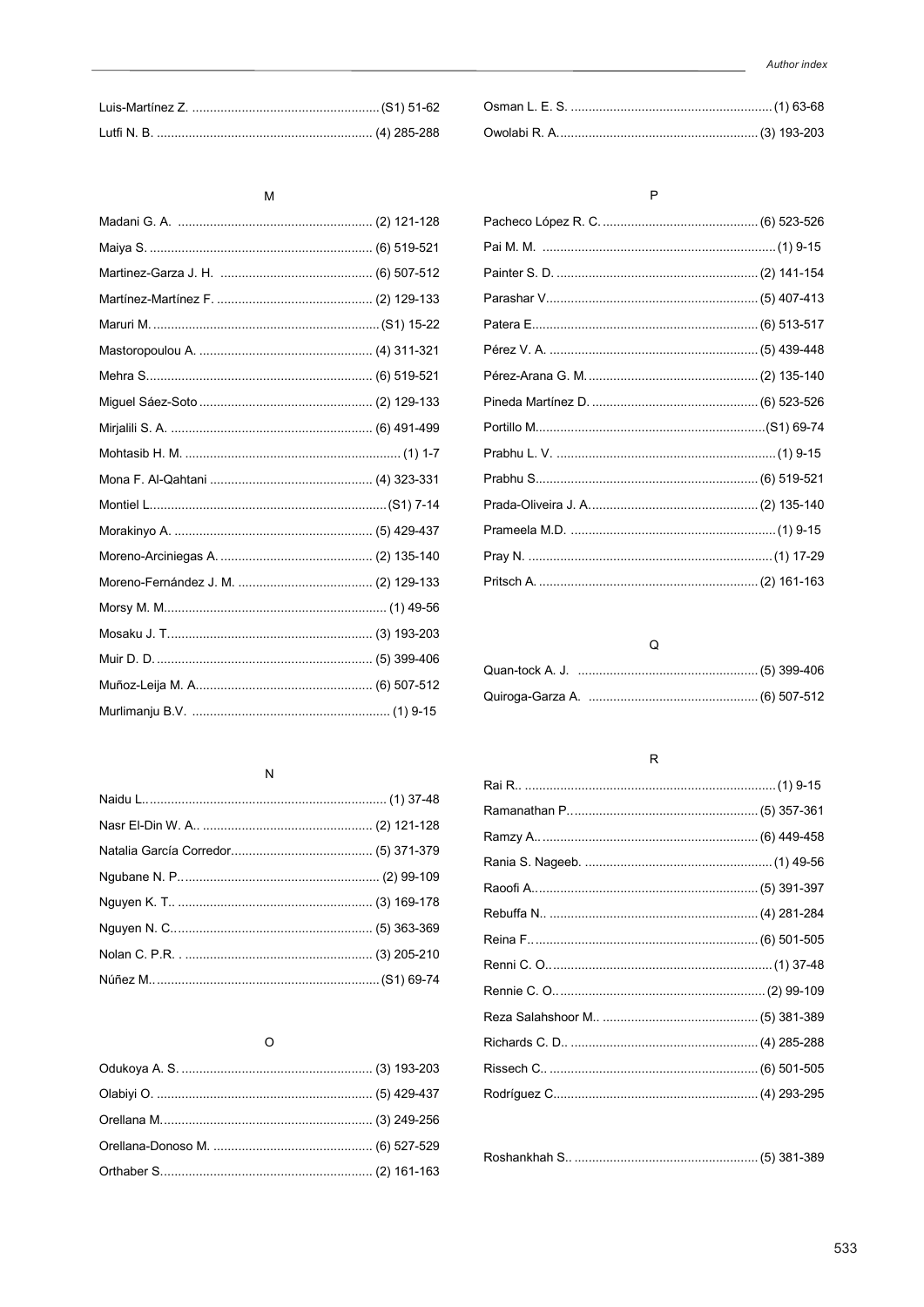Luis-Martínez Z. ........................................................(S1) 51-62

Lutfi N. B. ............................................................... (4) 285-288

## M

Madani G. A. ....................................................... (2) 121-128

Maiya S. ............................................................... (6) 519-521

Martinez-Garza J. H. ........................................... (6) 507-512

Martínez-Martínez F. ............................................ (2) 129-133

Maruri M. ................................................................(S1) 15-22

Mastoropoulou A. ................................................. (4) 311-321

Mehra S................................................................. (6) 519-521

Miguel Sáez-Soto ................................................. (2) 129-133

Mirjalili S. A. ......................................................... (6) 491-499

Mohtasib H. M. ............................................................. (1) 1-7

Mona F. Al-Qahtani .............................................. (4) 323-331

Montiel L...................................................................(S1) 7-14

Morakinyo A. ........................................................ (5) 429-437

Moreno-Arciniegas A. ........................................... (2) 135-140

Moreno-Fernández J. M. ...................................... (2) 129-133

Morsy M. M............................................................... (1) 49-56

Mosaku J. T.......................................................... (3) 193-203

Muir D. D. ............................................................. (5) 399-406

Muñoz-Leija M. A.................................................. (6) 507-512

Murlimanju B.V. ......................................................... (1) 9-15

## N

Naidu L.................................................................... (1) 37-48

Nasr El-Din W. A.. ................................................ (2) 121-128

Natalia García Corredor........................................ (5) 371-379

Ngubane N. P........................................................ (2) 99-109

Nguyen K. T.. ....................................................... (3) 169-178

Nguyen N. C......................................................... (5) 363-369

Nolan C. P.R. . ..................................................... (3) 205-210

Núñez M.................................................................(S1) 69-74

## O

Odukoya A. S. ...................................................... (3) 193-203

Olabiyi O. ............................................................. (5) 429-437

Orellana M............................................................ (3) 249-256

Orellana-Donoso M. ............................................. (6) 527-529

Orthaber S............................................................ (2) 161-163

Osman L. E. S. .......................................................... (1) 63-68

Owolabi R. A......................................................... (3) 193-203

## P

Pacheco López R. C. ............................................ (6) 523-526

Pai M. M. ..................................................................(1) 9-15

Painter S. D. ......................................................... (2) 141-154

Parashar V............................................................ (5) 407-413

Patera E................................................................ (6) 513-517

Pérez V. A. ........................................................... (5) 439-448

Pérez-Arana G. M. ................................................ (2) 135-140

Pineda Martínez D. ............................................... (6) 523-526

Portillo M.................................................................(S1) 69-74

Prabhu L. V. ..............................................................(1) 9-15

Prabhu S............................................................... (6) 519-521

Prada-Oliveira J. A................................................ (2) 135-140

Prameela M.D. ...........................................................(1) 9-15

Pray N. ...................................................................... (1) 17-29

Pritsch A. .............................................................. (2) 161-163

## Q

Quan-tock A. J. ................................................... (5) 399-406

Quiroga-Garza A. ................................................ (6) 507-512

## R

Rai R.. ........................................................................(1) 9-15

Ramanathan P...................................................... (5) 357-361

Ramzy A.. ............................................................. (6) 449-458

Rania S. Nageeb. ...................................................... (1) 49-56

Raoofi A................................................................ (5) 391-397

Rebuffa N.. ........................................................... (4) 281-284

Reina F................................................................. (6) 501-505

Renni C. O................................................................ (1) 37-48

Rennie C. O...........................................................(2) 99-109

Reza Salahshoor M.. ............................................ (5) 381-389

Richards C. D.. ..................................................... (4) 285-288

Rissech C.. ........................................................... (6) 501-505

Rodríguez C.......................................................... (4) 293-295

Roshankhah S.. .................................................... (5) 381-389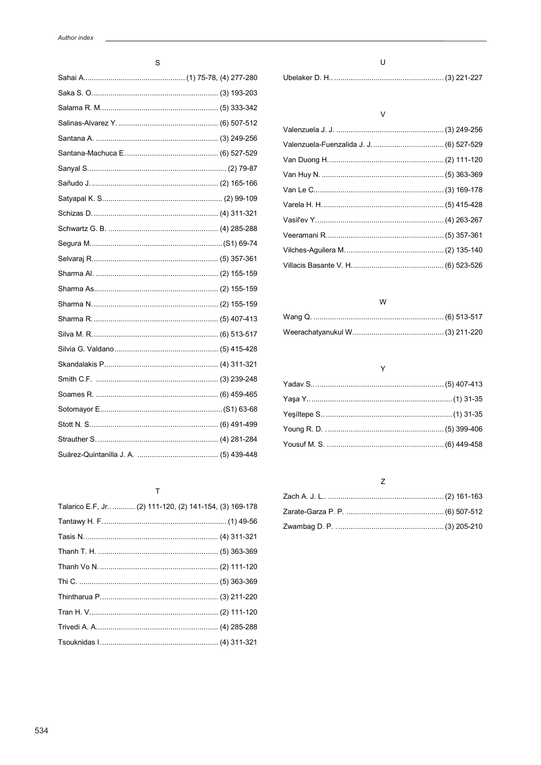## S

Sahai A. ................................................ (1) 75-78, (4) 277-280

Saka S. O. ............................................................ (3) 193-203

Salama R. M. ........................................................ (5) 333-342

Salinas-Alvarez Y. ................................................ (6) 507-512

Santana A. ........................................................... (3) 249-256

Santana-Machuca E. ............................................ (6) 527-529

Sanyal S. .................................................................. (2) 79-87

Sañudo J. ............................................................. (2) 165-166

Satyapal K. S. ......................................................... (2) 99-109

Schizas D. ............................................................ (4) 311-321

Schwartz G. B. ..................................................... (4) 285-288

Segura M. ............................................................... (S1) 69-74

Selvaraj R. ............................................................ (5) 357-361

Sharma Al. ........................................................... (2) 155-159

Sharma As. ........................................................... (2) 155-159

Sharma N. ............................................................ (2) 155-159

Sharma R. ............................................................ (5) 407-413

Silva M. R. ............................................................ (6) 513-517

Silvia G. Valdano .................................................. (5) 415-428

Skandalakis P. ...................................................... (4) 311-321

Smith C.F. ........................................................... (3) 239-248

Soames R. ........................................................... (6) 459-465

Sotomayor E. ......................................................... (S1) 63-68

Stott N. S. ............................................................. (6) 491-499

Strauther S. .......................................................... (4) 281-284

Suárez-Quintanilla J. A. ....................................... (5) 439-448

## T

Talarico E.F, Jr.. ........... (2) 111-120, (2) 141-154, (3) 169-178

Tantawy H. F. ........................................................... (1) 49-56

Tasis N. ................................................................ (4) 311-321

Thanh T. H. .......................................................... (5) 363-369

Thanh Vo N. ......................................................... (2) 111-120

Thi C. ................................................................... (5) 363-369

Thintharua P. ........................................................ (3) 211-220

Tran H. V. ............................................................. (2) 111-120

Trivedi A. A. .......................................................... (4) 285-288

Tsouknidas I. ........................................................ (4) 311-321

## U

Ubelaker D. H.. .................................................... (3) 221-227

## V

Valenzuela J. J. .................................................... (3) 249-256

Valenzuela-Fuenzalida J. J. .................................. (6) 527-529

Van Duong H. ....................................................... (2) 111-120

Van Huy N. ........................................................... (5) 363-369

Van Le C. .............................................................. (3) 169-178

Varela H. H. .......................................................... (5) 415-428

Vasil'ev Y. ............................................................. (4) 263-267

Veeramani R. ........................................................ (5) 357-361

Vilches-Aguilera M. ............................................... (2) 135-140

Villacis Basante V. H. ............................................ (6) 523-526

## W

Wang Q. ............................................................... (6) 513-517

Weerachatyanukul W. ........................................... (3) 211-220

## Y

Yadav S.. .............................................................. (5) 407-413

Yaşa Y.. .................................................................... (1) 31-35

Yeşiltepe S.. ............................................................ (1) 31-35

Young R. D. . ........................................................ (5) 399-406

Yousuf M. S. . ....................................................... (6) 449-458

## Z

Zach A. J. L.. ........................................................ (2) 161-163

Zarate-Garza P. P. ............................................... (6) 507-512

Zwambag D. P. . ................................................... (3) 205-210